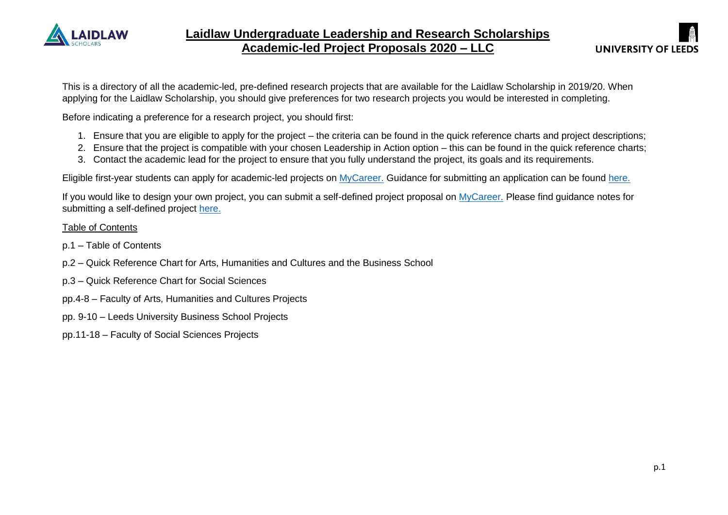# Laidlaw Undergraduate Leadership and Research Scholarships
## Academic-led Project Proposals 2020 – LLC

This is a directory of all the academic-led, pre-defined research projects that are available for the Laidlaw Scholarship in 2019/20. When applying for the Laidlaw Scholarship, you should give preferences for two research projects you would be interested in completing.

Before indicating a preference for a research project, you should first:

1. Ensure that you are eligible to apply for the project – the criteria can be found in the quick reference charts and project descriptions;
2. Ensure that the project is compatible with your chosen Leadership in Action option – this can be found in the quick reference charts;
3. Contact the academic lead for the project to ensure that you fully understand the project, its goals and its requirements.

Eligible first-year students can apply for academic-led projects on MyCareer. Guidance for submitting an application can be found here.

If you would like to design your own project, you can submit a self-defined project proposal on MyCareer. Please find guidance notes for submitting a self-defined project here.

Table of Contents

p.1 – Table of Contents

p.2 – Quick Reference Chart for Arts, Humanities and Cultures and the Business School

p.3 – Quick Reference Chart for Social Sciences

pp.4-8 – Faculty of Arts, Humanities and Cultures Projects

pp. 9-10 – Leeds University Business School Projects

pp.11-18 – Faculty of Social Sciences Projects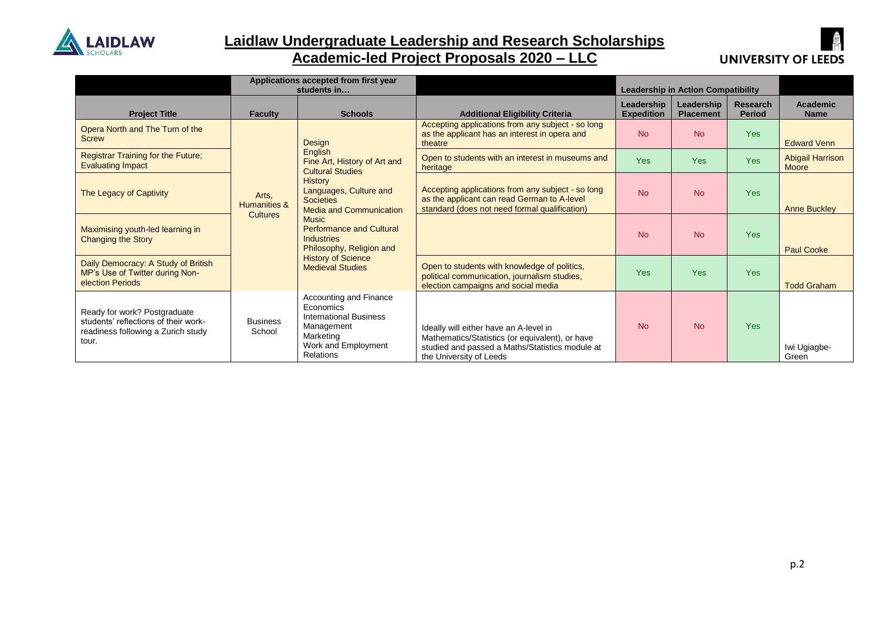# Laidlaw Undergraduate Leadership and Research Scholarships

## Academic-led Project Proposals 2020 – LLC

| | Applications accepted from first year students in… | | | Leadership in Action Compatibility | | | |
|---|---|---|---|---|---|---|---|
| **Project Title** | **Faculty** | **Schools** | **Additional Eligibility Criteria** | **Leadership Expedition** | **Leadership Placement** | **Research Period** | **Academic Name** |
| Opera North and The Turn of the Screw | Arts, Humanities & Cultures | Design<br>English<br>Fine Art, History of Art and Cultural Studies<br>History<br>Languages, Culture and Societies<br>Media and Communication<br>Music<br>Performance and Cultural Industries<br>Philosophy, Religion and History of Science<br>Medieval Studies | Accepting applications from any subject - so long as the applicant has an interest in opera and theatre | No | No | Yes | Edward Venn |
| Registrar Training for the Future; Evaluating Impact | | | Open to students with an interest in museums and heritage | Yes | Yes | Yes | Abigail Harrison Moore |
| The Legacy of Captivity | | | Accepting applications from any subject - so long as the applicant can read German to A-level standard (does not need formal qualification) | No | No | Yes | Anne Buckley |
| Maximising youth-led learning in Changing the Story | | | | No | No | Yes | Paul Cooke |
| Daily Democracy: A Study of British MP's Use of Twitter during Non-election Periods | | | Open to students with knowledge of politics, political communication, journalism studies, election campaigns and social media | Yes | Yes | Yes | Todd Graham |
| Ready for work? Postgraduate students' reflections of their work-readiness following a Zurich study tour. | Business School | Accounting and Finance<br>Economics<br>International Business<br>Management<br>Marketing<br>Work and Employment Relations | Ideally will either have an A-level in Mathematics/Statistics (or equivalent), or have studied and passed a Maths/Statistics module at the University of Leeds | No | No | Yes | Iwi Ugiagbe-Green |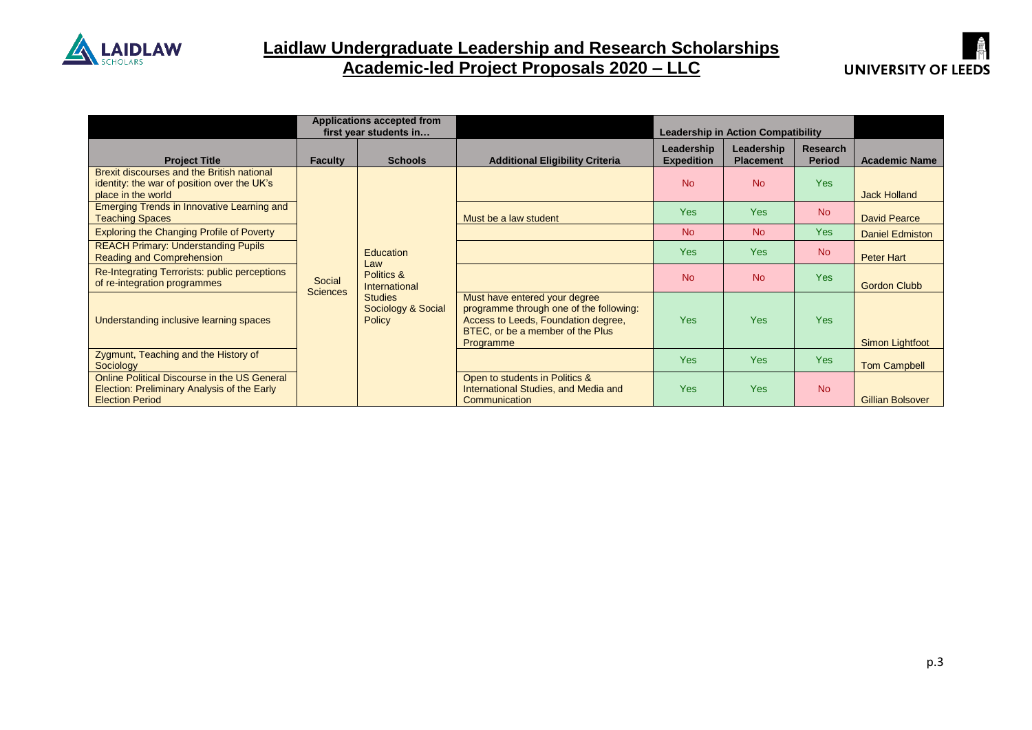## Laidlaw Undergraduate Leadership and Research Scholarships
## Academic-led Project Proposals 2020 – LLC

| | Applications accepted from first year students in… | | | Leadership in Action Compatibility | | | |
|---|---|---|---|---|---|---|---|
| **Project Title** | **Faculty** | **Schools** | **Additional Eligibility Criteria** | **Leadership Expedition** | **Leadership Placement** | **Research Period** | **Academic Name** |
| Brexit discourses and the British national identity: the war of position over the UK's place in the world | Social Sciences | Education<br>Law<br>Politics & International Studies<br>Sociology & Social Policy | | No | No | Yes | Jack Holland |
| Emerging Trends in Innovative Learning and Teaching Spaces | | | Must be a law student | Yes | Yes | No | David Pearce |
| Exploring the Changing Profile of Poverty | | | | No | No | Yes | Daniel Edmiston |
| REACH Primary: Understanding Pupils Reading and Comprehension | | | | Yes | Yes | No | Peter Hart |
| Re-Integrating Terrorists: public perceptions of re-integration programmes | | | | No | No | Yes | Gordon Clubb |
| Understanding inclusive learning spaces | | | Must have entered your degree programme through one of the following: Access to Leeds, Foundation degree, BTEC, or be a member of the Plus Programme | Yes | Yes | Yes | Simon Lightfoot |
| Zygmunt, Teaching and the History of Sociology | | | | Yes | Yes | Yes | Tom Campbell |
| Online Political Discourse in the US General Election: Preliminary Analysis of the Early Election Period | | | Open to students in Politics & International Studies, and Media and Communication | Yes | Yes | No | Gillian Bolsover |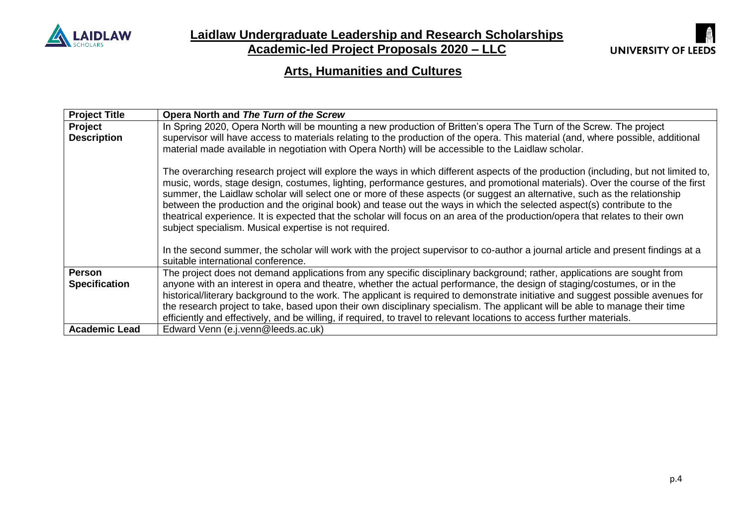## Laidlaw Undergraduate Leadership and Research Scholarships

## Academic-led Project Proposals 2020 – LLC

### Arts, Humanities and Cultures

| **Project Title** | **Opera North and *The Turn of the Screw*** |
|---|---|
| **Project Description** | In Spring 2020, Opera North will be mounting a new production of Britten's opera The Turn of the Screw. The project supervisor will have access to materials relating to the production of the opera. This material (and, where possible, additional material made available in negotiation with Opera North) will be accessible to the Laidlaw scholar.<br><br>The overarching research project will explore the ways in which different aspects of the production (including, but not limited to, music, words, stage design, costumes, lighting, performance gestures, and promotional materials). Over the course of the first summer, the Laidlaw scholar will select one or more of these aspects (or suggest an alternative, such as the relationship between the production and the original book) and tease out the ways in which the selected aspect(s) contribute to the theatrical experience. It is expected that the scholar will focus on an area of the production/opera that relates to their own subject specialism. Musical expertise is not required.<br><br>In the second summer, the scholar will work with the project supervisor to co-author a journal article and present findings at a suitable international conference. |
| **Person Specification** | The project does not demand applications from any specific disciplinary background; rather, applications are sought from anyone with an interest in opera and theatre, whether the actual performance, the design of staging/costumes, or in the historical/literary background to the work. The applicant is required to demonstrate initiative and suggest possible avenues for the research project to take, based upon their own disciplinary specialism. The applicant will be able to manage their time efficiently and effectively, and be willing, if required, to travel to relevant locations to access further materials. |
| **Academic Lead** | Edward Venn (e.j.venn@leeds.ac.uk) |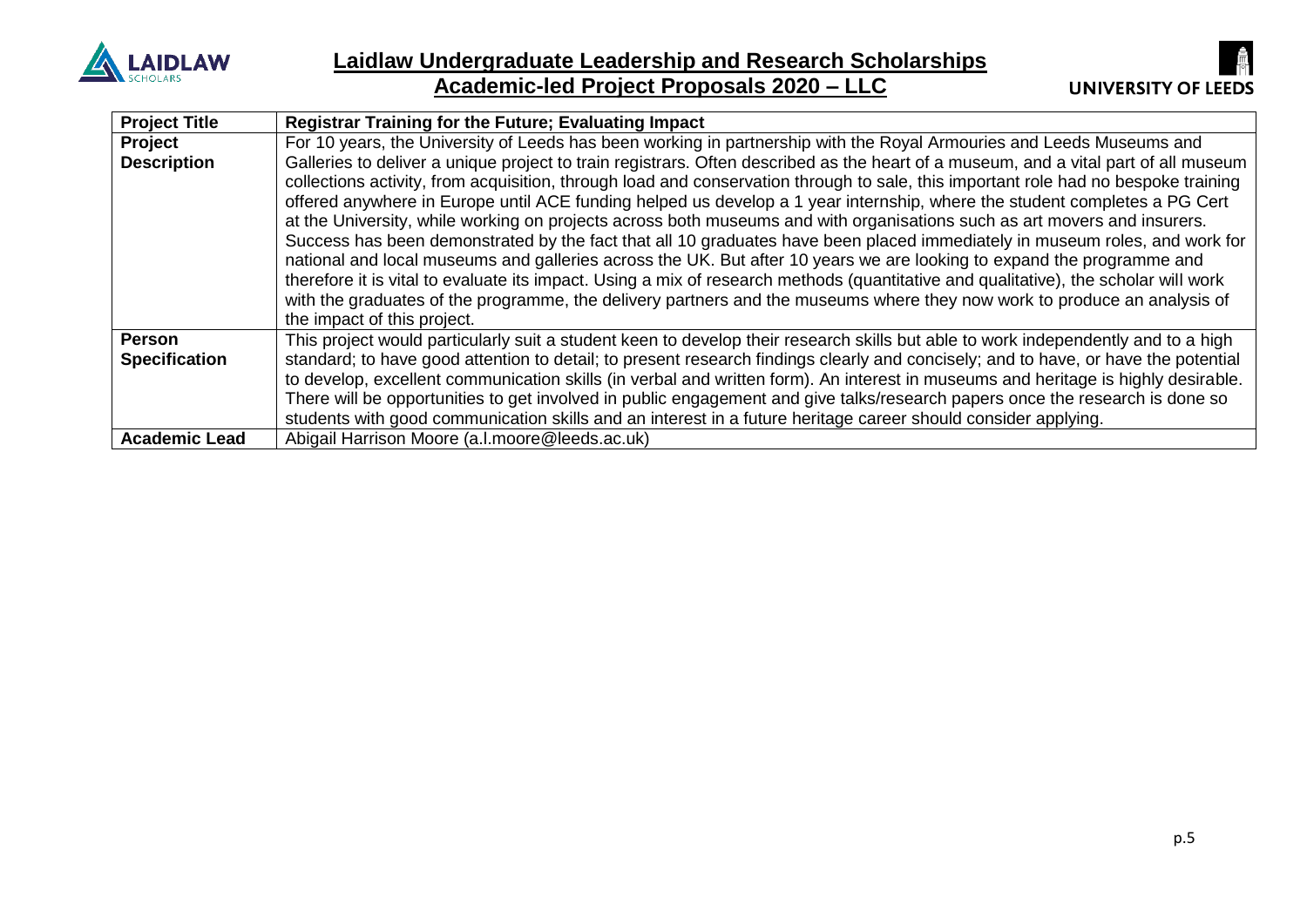## Laidlaw Undergraduate Leadership and Research Scholarships

## Academic-led Project Proposals 2020 – LLC

| **Project Title** | **Registrar Training for the Future; Evaluating Impact** |
|---|---|
| **Project Description** | For 10 years, the University of Leeds has been working in partnership with the Royal Armouries and Leeds Museums and Galleries to deliver a unique project to train registrars. Often described as the heart of a museum, and a vital part of all museum collections activity, from acquisition, through load and conservation through to sale, this important role had no bespoke training offered anywhere in Europe until ACE funding helped us develop a 1 year internship, where the student completes a PG Cert at the University, while working on projects across both museums and with organisations such as art movers and insurers. Success has been demonstrated by the fact that all 10 graduates have been placed immediately in museum roles, and work for national and local museums and galleries across the UK. But after 10 years we are looking to expand the programme and therefore it is vital to evaluate its impact. Using a mix of research methods (quantitative and qualitative), the scholar will work with the graduates of the programme, the delivery partners and the museums where they now work to produce an analysis of the impact of this project. |
| **Person Specification** | This project would particularly suit a student keen to develop their research skills but able to work independently and to a high standard; to have good attention to detail; to present research findings clearly and concisely; and to have, or have the potential to develop, excellent communication skills (in verbal and written form). An interest in museums and heritage is highly desirable. There will be opportunities to get involved in public engagement and give talks/research papers once the research is done so students with good communication skills and an interest in a future heritage career should consider applying. |
| **Academic Lead** | Abigail Harrison Moore (a.l.moore@leeds.ac.uk) |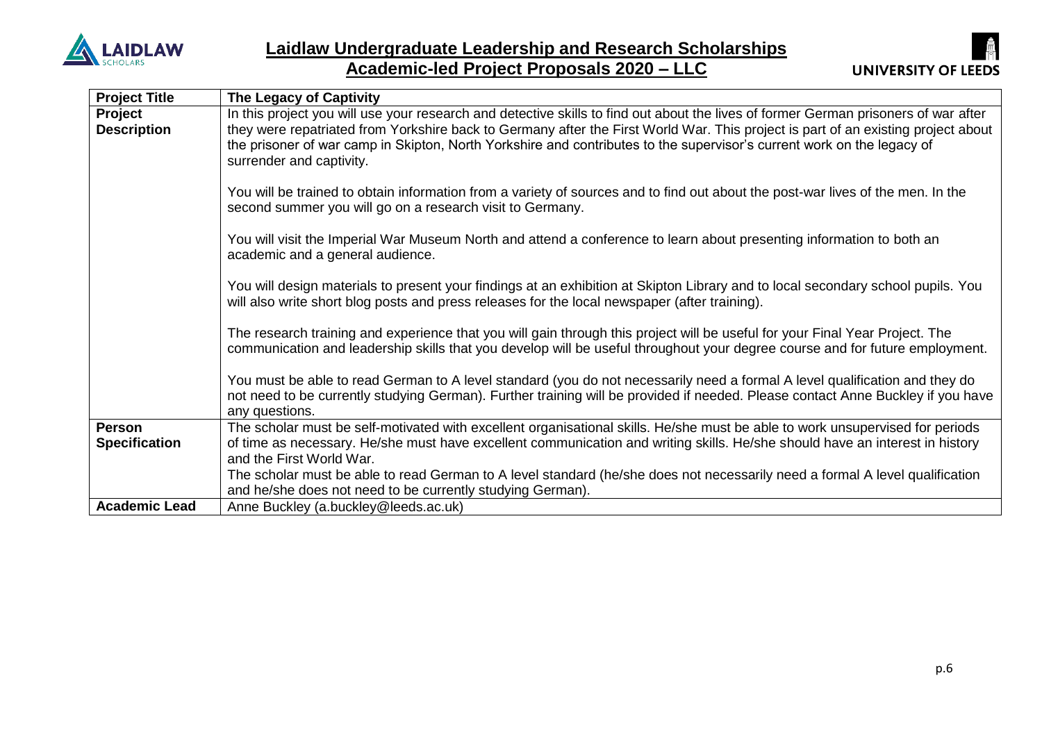# Laidlaw Undergraduate Leadership and Research Scholarships

## Academic-led Project Proposals 2020 – LLC

| **Project Title** | **The Legacy of Captivity** |
|---|---|
| **Project Description** | In this project you will use your research and detective skills to find out about the lives of former German prisoners of war after they were repatriated from Yorkshire back to Germany after the First World War. This project is part of an existing project about the prisoner of war camp in Skipton, North Yorkshire and contributes to the supervisor's current work on the legacy of surrender and captivity.<br><br>You will be trained to obtain information from a variety of sources and to find out about the post-war lives of the men. In the second summer you will go on a research visit to Germany.<br><br>You will visit the Imperial War Museum North and attend a conference to learn about presenting information to both an academic and a general audience.<br><br>You will design materials to present your findings at an exhibition at Skipton Library and to local secondary school pupils. You will also write short blog posts and press releases for the local newspaper (after training).<br><br>The research training and experience that you will gain through this project will be useful for your Final Year Project. The communication and leadership skills that you develop will be useful throughout your degree course and for future employment.<br><br>You must be able to read German to A level standard (you do not necessarily need a formal A level qualification and they do not need to be currently studying German). Further training will be provided if needed. Please contact Anne Buckley if you have any questions. |
| **Person Specification** | The scholar must be self-motivated with excellent organisational skills. He/she must be able to work unsupervised for periods of time as necessary. He/she must have excellent communication and writing skills. He/she should have an interest in history and the First World War.<br>The scholar must be able to read German to A level standard (he/she does not necessarily need a formal A level qualification and he/she does not need to be currently studying German). |
| **Academic Lead** | Anne Buckley (a.buckley@leeds.ac.uk) |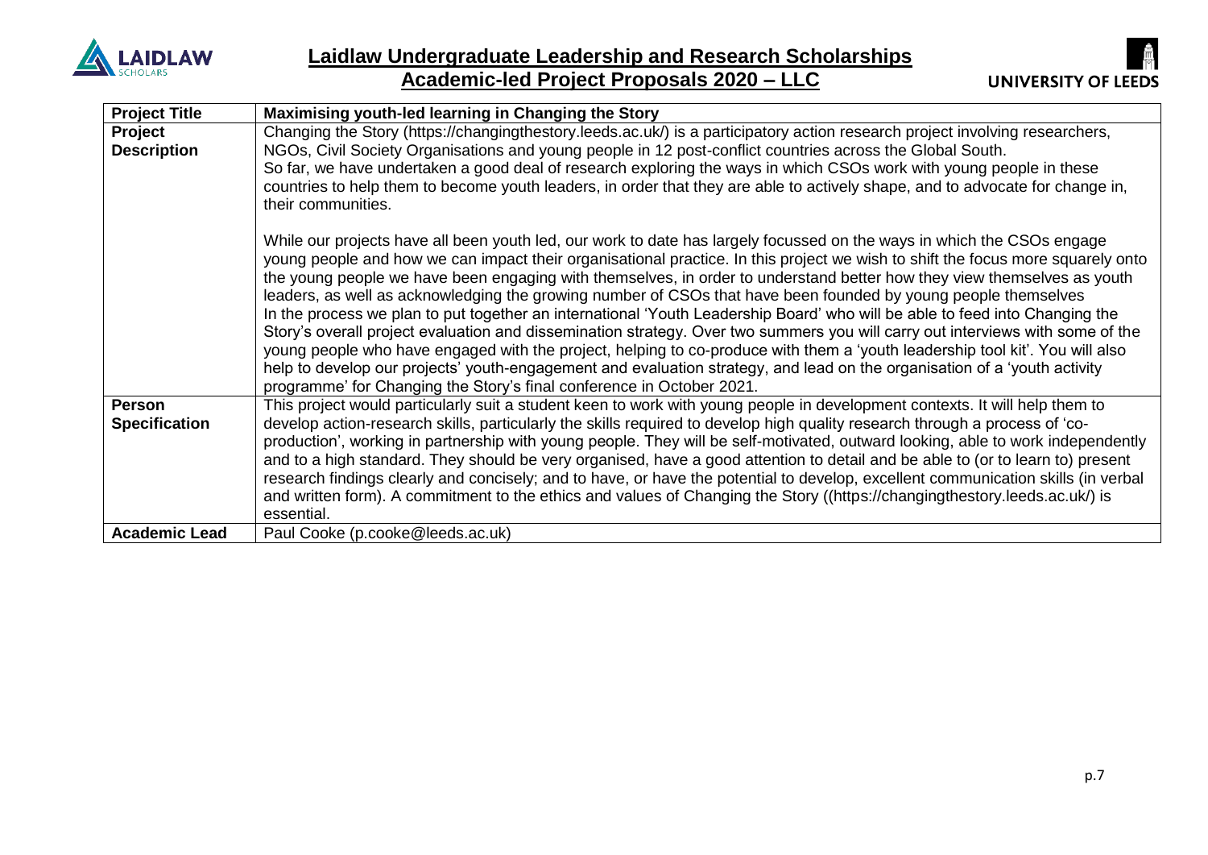## Laidlaw Undergraduate Leadership and Research Scholarships
## Academic-led Project Proposals 2020 – LLC

| **Project Title** | **Maximising youth-led learning in Changing the Story** |
|---|---|
| **Project Description** | Changing the Story (https://changingthestory.leeds.ac.uk/) is a participatory action research project involving researchers, NGOs, Civil Society Organisations and young people in 12 post-conflict countries across the Global South.<br>So far, we have undertaken a good deal of research exploring the ways in which CSOs work with young people in these countries to help them to become youth leaders, in order that they are able to actively shape, and to advocate for change in, their communities.<br><br>While our projects have all been youth led, our work to date has largely focussed on the ways in which the CSOs engage young people and how we can impact their organisational practice. In this project we wish to shift the focus more squarely onto the young people we have been engaging with themselves, in order to understand better how they view themselves as youth leaders, as well as acknowledging the growing number of CSOs that have been founded by young people themselves<br>In the process we plan to put together an international 'Youth Leadership Board' who will be able to feed into Changing the Story's overall project evaluation and dissemination strategy. Over two summers you will carry out interviews with some of the young people who have engaged with the project, helping to co-produce with them a 'youth leadership tool kit'. You will also help to develop our projects' youth-engagement and evaluation strategy, and lead on the organisation of a 'youth activity programme' for Changing the Story's final conference in October 2021. |
| **Person Specification** | This project would particularly suit a student keen to work with young people in development contexts. It will help them to develop action-research skills, particularly the skills required to develop high quality research through a process of 'co-production', working in partnership with young people. They will be self-motivated, outward looking, able to work independently and to a high standard. They should be very organised, have a good attention to detail and be able to (or to learn to) present research findings clearly and concisely; and to have, or have the potential to develop, excellent communication skills (in verbal and written form). A commitment to the ethics and values of Changing the Story ((https://changingthestory.leeds.ac.uk/) is essential. |
| **Academic Lead** | Paul Cooke (p.cooke@leeds.ac.uk) |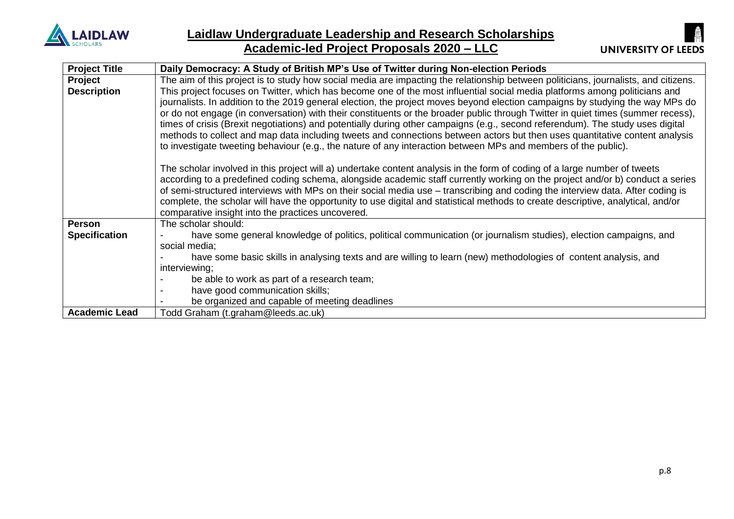# Laidlaw Undergraduate Leadership and Research Scholarships

## Academic-led Project Proposals 2020 – LLC

| **Project Title** | **Daily Democracy: A Study of British MP's Use of Twitter during Non-election Periods** |
|---|---|
| **Project Description** | The aim of this project is to study how social media are impacting the relationship between politicians, journalists, and citizens. This project focuses on Twitter, which has become one of the most influential social media platforms among politicians and journalists. In addition to the 2019 general election, the project moves beyond election campaigns by studying the way MPs do or do not engage (in conversation) with their constituents or the broader public through Twitter in quiet times (summer recess), times of crisis (Brexit negotiations) and potentially during other campaigns (e.g., second referendum). The study uses digital methods to collect and map data including tweets and connections between actors but then uses quantitative content analysis to investigate tweeting behaviour (e.g., the nature of any interaction between MPs and members of the public).<br><br>The scholar involved in this project will a) undertake content analysis in the form of coding of a large number of tweets according to a predefined coding schema, alongside academic staff currently working on the project and/or b) conduct a series of semi-structured interviews with MPs on their social media use – transcribing and coding the interview data. After coding is complete, the scholar will have the opportunity to use digital and statistical methods to create descriptive, analytical, and/or comparative insight into the practices uncovered. |
| **Person Specification** | The scholar should:<br>- have some general knowledge of politics, political communication (or journalism studies), election campaigns, and social media;<br>- have some basic skills in analysing texts and are willing to learn (new) methodologies of content analysis, and interviewing;<br>- be able to work as part of a research team;<br>- have good communication skills;<br>- be organized and capable of meeting deadlines |
| **Academic Lead** | Todd Graham (t.graham@leeds.ac.uk) |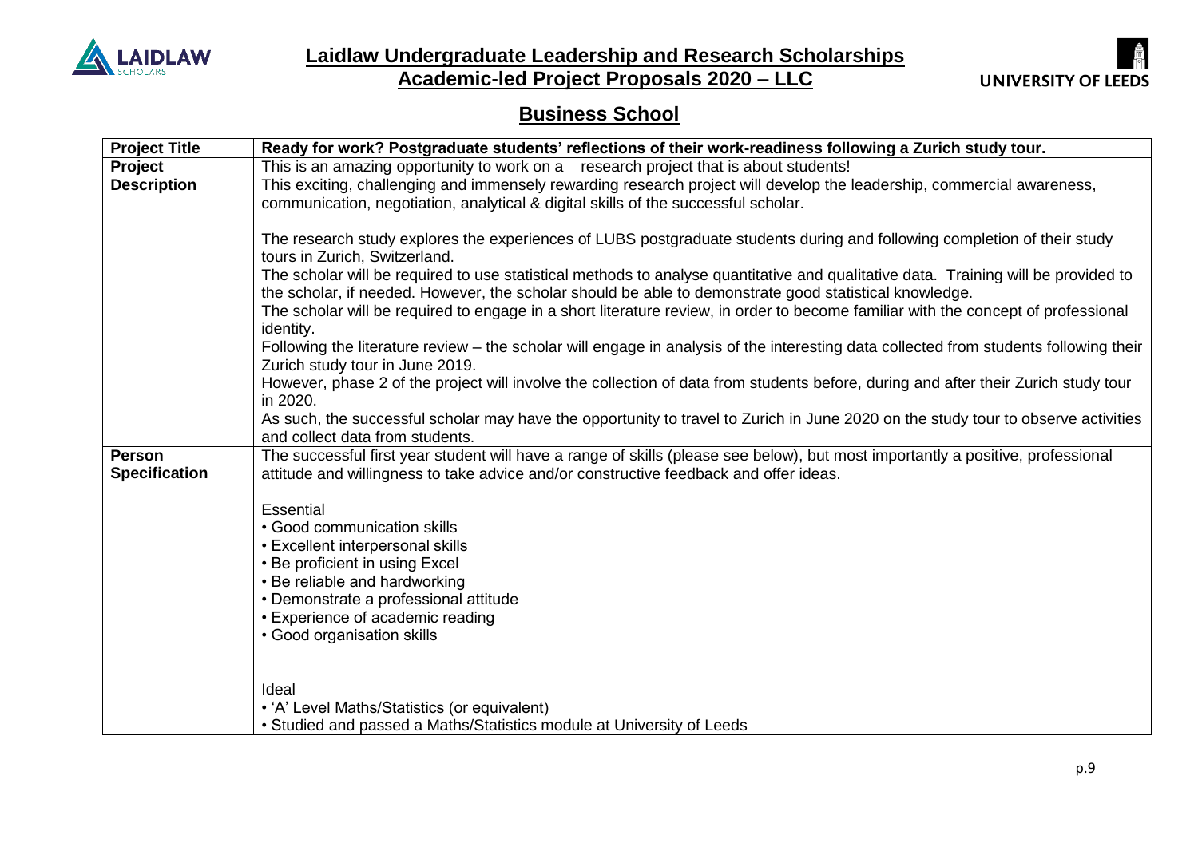# Laidlaw Undergraduate Leadership and Research Scholarships

## Academic-led Project Proposals 2020 – LLC

## Business School

| **Project Title** | **Ready for work? Postgraduate students' reflections of their work-readiness following a Zurich study tour.** |
|---|---|
| **Project Description** | This is an amazing opportunity to work on a research project that is about students!<br>This exciting, challenging and immensely rewarding research project will develop the leadership, commercial awareness, communication, negotiation, analytical & digital skills of the successful scholar.<br><br>The research study explores the experiences of LUBS postgraduate students during and following completion of their study tours in Zurich, Switzerland.<br>The scholar will be required to use statistical methods to analyse quantitative and qualitative data. Training will be provided to the scholar, if needed. However, the scholar should be able to demonstrate good statistical knowledge.<br>The scholar will be required to engage in a short literature review, in order to become familiar with the concept of professional identity.<br>Following the literature review – the scholar will engage in analysis of the interesting data collected from students following their Zurich study tour in June 2019.<br>However, phase 2 of the project will involve the collection of data from students before, during and after their Zurich study tour in 2020.<br>As such, the successful scholar may have the opportunity to travel to Zurich in June 2020 on the study tour to observe activities and collect data from students. |
| **Person Specification** | The successful first year student will have a range of skills (please see below), but most importantly a positive, professional attitude and willingness to take advice and/or constructive feedback and offer ideas.<br><br>Essential<br>• Good communication skills<br>• Excellent interpersonal skills<br>• Be proficient in using Excel<br>• Be reliable and hardworking<br>• Demonstrate a professional attitude<br>• Experience of academic reading<br>• Good organisation skills<br><br>Ideal<br>• 'A' Level Maths/Statistics (or equivalent)<br>• Studied and passed a Maths/Statistics module at University of Leeds |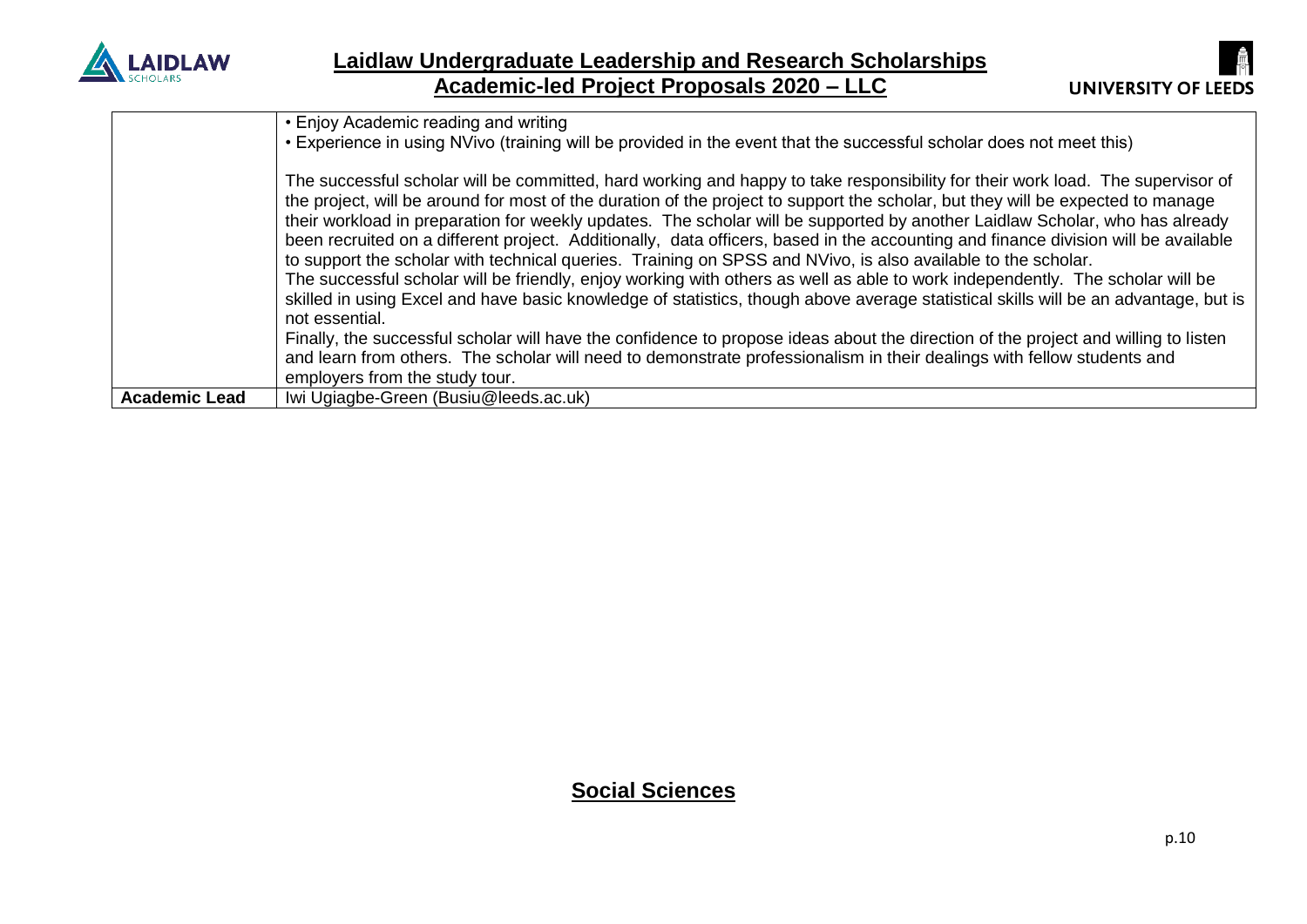| | |
|---|---|
| | • Enjoy Academic reading and writing<br>• Experience in using NVivo (training will be provided in the event that the successful scholar does not meet this)<br><br>The successful scholar will be committed, hard working and happy to take responsibility for their work load. The supervisor of the project, will be around for most of the duration of the project to support the scholar, but they will be expected to manage their workload in preparation for weekly updates. The scholar will be supported by another Laidlaw Scholar, who has already been recruited on a different project. Additionally, data officers, based in the accounting and finance division will be available to support the scholar with technical queries. Training on SPSS and NVivo, is also available to the scholar.<br>The successful scholar will be friendly, enjoy working with others as well as able to work independently. The scholar will be skilled in using Excel and have basic knowledge of statistics, though above average statistical skills will be an advantage, but is not essential.<br>Finally, the successful scholar will have the confidence to propose ideas about the direction of the project and willing to listen and learn from others. The scholar will need to demonstrate professionalism in their dealings with fellow students and employers from the study tour. |
| **Academic Lead** | Iwi Ugiagbe-Green (Busiu@leeds.ac.uk) |

## Social Sciences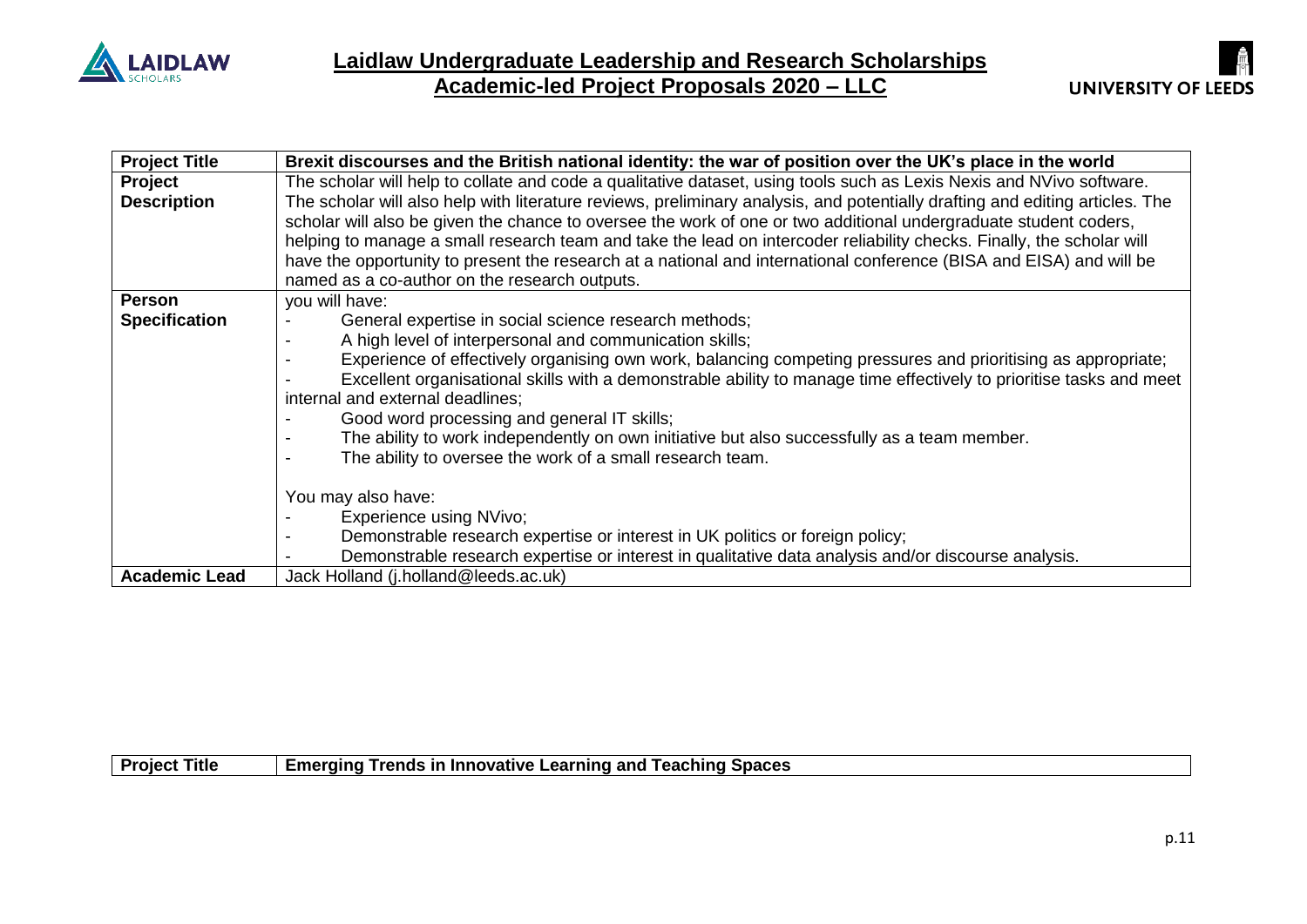| Project Title | Brexit discourses and the British national identity: the war of position over the UK's place in the world |
|---|---|
| Project Description | The scholar will help to collate and code a qualitative dataset, using tools such as Lexis Nexis and NVivo software. The scholar will also help with literature reviews, preliminary analysis, and potentially drafting and editing articles. The scholar will also be given the chance to oversee the work of one or two additional undergraduate student coders, helping to manage a small research team and take the lead on intercoder reliability checks. Finally, the scholar will have the opportunity to present the research at a national and international conference (BISA and EISA) and will be named as a co-author on the research outputs. |
| Person Specification | you will have:<br>- General expertise in social science research methods;<br>- A high level of interpersonal and communication skills;<br>- Experience of effectively organising own work, balancing competing pressures and prioritising as appropriate;<br>- Excellent organisational skills with a demonstrable ability to manage time effectively to prioritise tasks and meet internal and external deadlines;<br>- Good word processing and general IT skills;<br>- The ability to work independently on own initiative but also successfully as a team member.<br>- The ability to oversee the work of a small research team.<br><br>You may also have:<br>- Experience using NVivo;<br>- Demonstrable research expertise or interest in UK politics or foreign policy;<br>- Demonstrable research expertise or interest in qualitative data analysis and/or discourse analysis. |
| Academic Lead | Jack Holland (j.holland@leeds.ac.uk) |

| Project Title | Emerging Trends in Innovative Learning and Teaching Spaces |
|---|---|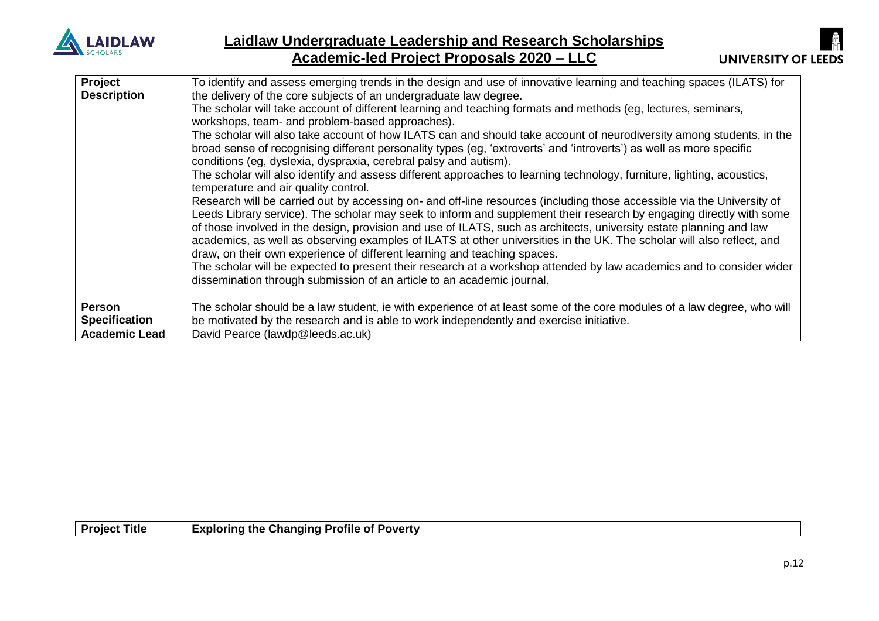| | |
|---|---|
| **Project Description** | To identify and assess emerging trends in the design and use of innovative learning and teaching spaces (ILATS) for the delivery of the core subjects of an undergraduate law degree.<br>The scholar will take account of different learning and teaching formats and methods (eg, lectures, seminars, workshops, team- and problem-based approaches).<br>The scholar will also take account of how ILATS can and should take account of neurodiversity among students, in the broad sense of recognising different personality types (eg, 'extroverts' and 'introverts') as well as more specific conditions (eg, dyslexia, dyspraxia, cerebral palsy and autism).<br>The scholar will also identify and assess different approaches to learning technology, furniture, lighting, acoustics, temperature and air quality control.<br>Research will be carried out by accessing on- and off-line resources (including those accessible via the University of Leeds Library service). The scholar may seek to inform and supplement their research by engaging directly with some of those involved in the design, provision and use of ILATS, such as architects, university estate planning and law academics, as well as observing examples of ILATS at other universities in the UK. The scholar will also reflect, and draw, on their own experience of different learning and teaching spaces.<br>The scholar will be expected to present their research at a workshop attended by law academics and to consider wider dissemination through submission of an article to an academic journal. |
| **Person Specification** | The scholar should be a law student, ie with experience of at least some of the core modules of a law degree, who will be motivated by the research and is able to work independently and exercise initiative. |
| **Academic Lead** | David Pearce (lawdp@leeds.ac.uk) |

| | |
|---|---|
| **Project Title** | **Exploring the Changing Profile of Poverty** |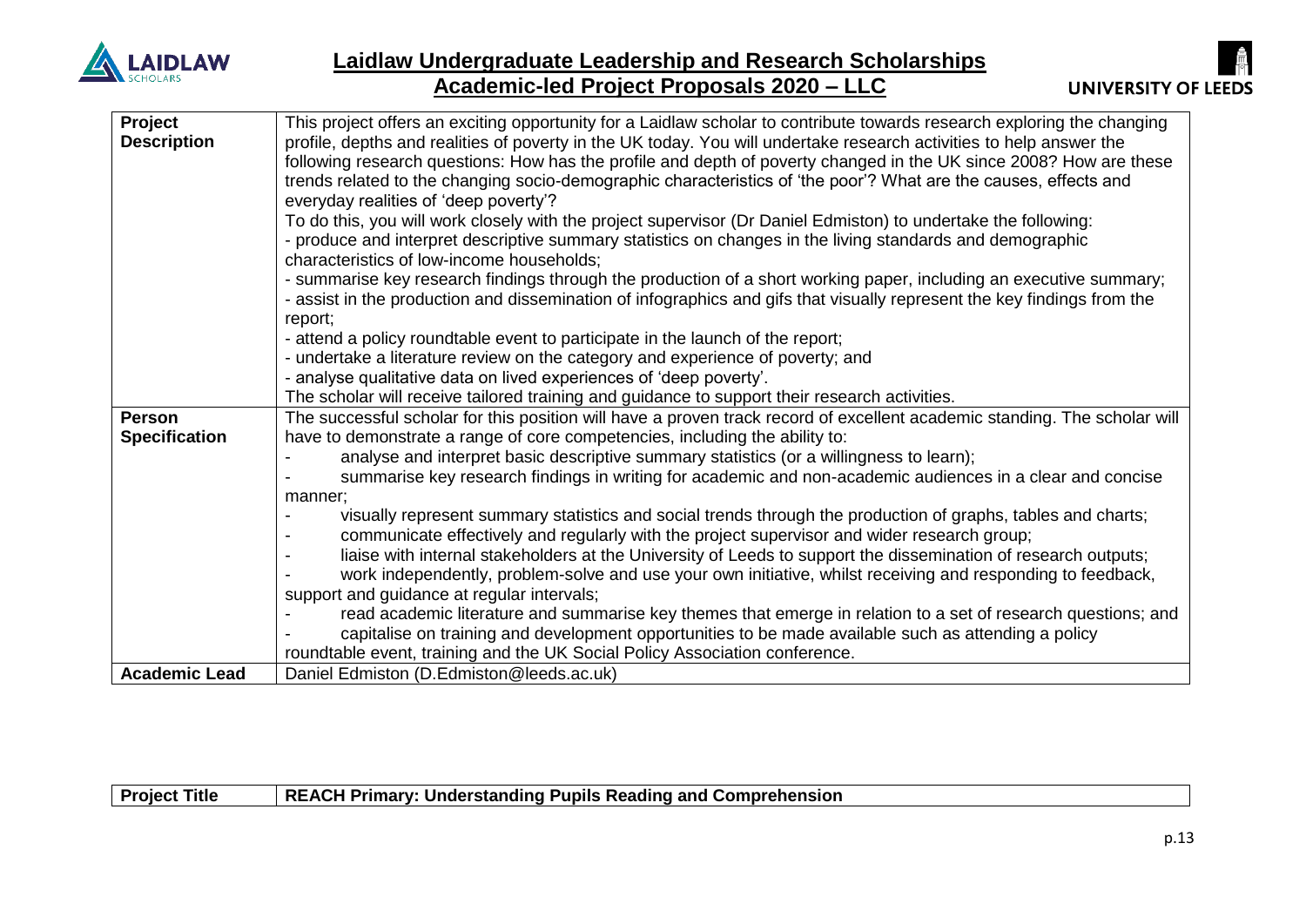| | |
|---|---|
| **Project Description** | This project offers an exciting opportunity for a Laidlaw scholar to contribute towards research exploring the changing profile, depths and realities of poverty in the UK today. You will undertake research activities to help answer the following research questions: How has the profile and depth of poverty changed in the UK since 2008? How are these trends related to the changing socio-demographic characteristics of 'the poor'? What are the causes, effects and everyday realities of 'deep poverty'?<br>To do this, you will work closely with the project supervisor (Dr Daniel Edmiston) to undertake the following:<br>- produce and interpret descriptive summary statistics on changes in the living standards and demographic characteristics of low-income households;<br>- summarise key research findings through the production of a short working paper, including an executive summary;<br>- assist in the production and dissemination of infographics and gifs that visually represent the key findings from the report;<br>- attend a policy roundtable event to participate in the launch of the report;<br>- undertake a literature review on the category and experience of poverty; and<br>- analyse qualitative data on lived experiences of 'deep poverty'.<br>The scholar will receive tailored training and guidance to support their research activities. |
| **Person Specification** | The successful scholar for this position will have a proven track record of excellent academic standing. The scholar will have to demonstrate a range of core competencies, including the ability to:<br>- analyse and interpret basic descriptive summary statistics (or a willingness to learn);<br>- summarise key research findings in writing for academic and non-academic audiences in a clear and concise manner;<br>- visually represent summary statistics and social trends through the production of graphs, tables and charts;<br>- communicate effectively and regularly with the project supervisor and wider research group;<br>- liaise with internal stakeholders at the University of Leeds to support the dissemination of research outputs;<br>- work independently, problem-solve and use your own initiative, whilst receiving and responding to feedback, support and guidance at regular intervals;<br>- read academic literature and summarise key themes that emerge in relation to a set of research questions; and<br>- capitalise on training and development opportunities to be made available such as attending a policy roundtable event, training and the UK Social Policy Association conference. |
| **Academic Lead** | Daniel Edmiston (D.Edmiston@leeds.ac.uk) |

| | |
|---|---|
| **Project Title** | **REACH Primary: Understanding Pupils Reading and Comprehension** |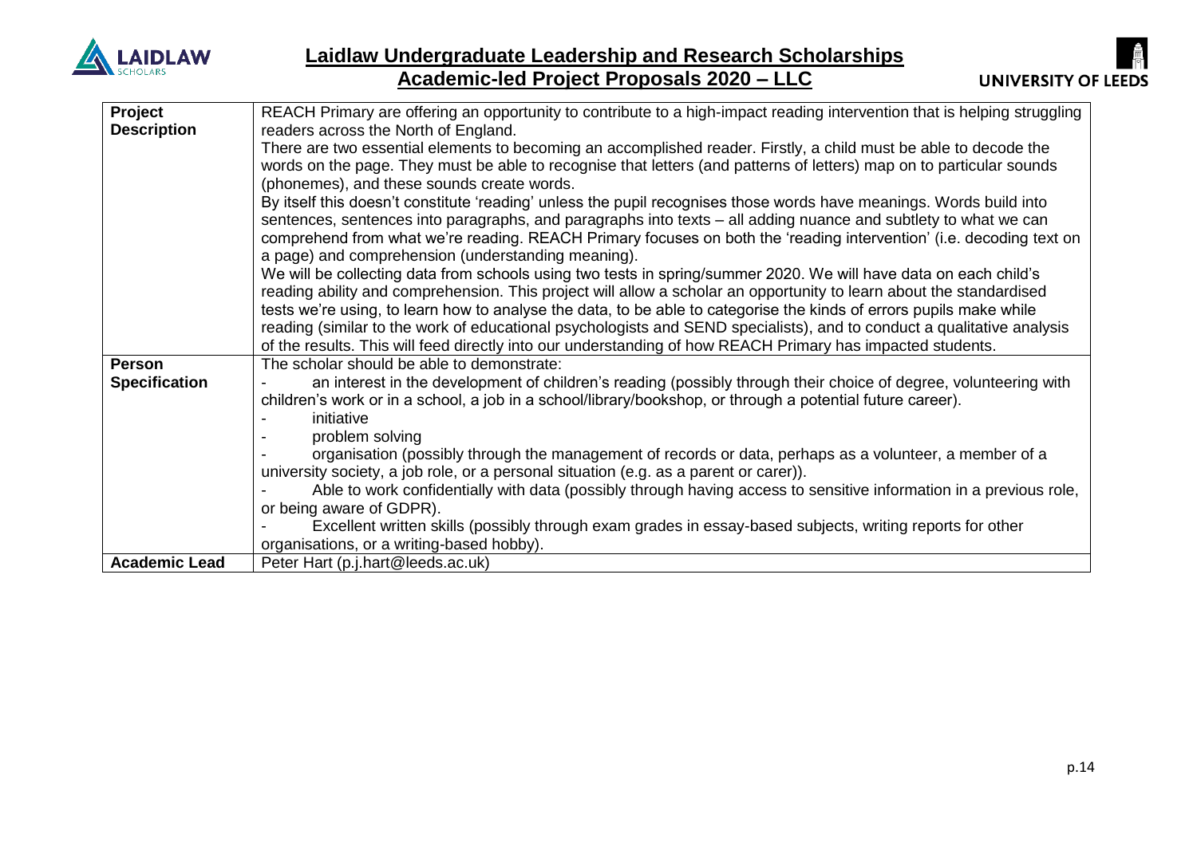| | |
|---|---|
| **Project Description** | REACH Primary are offering an opportunity to contribute to a high-impact reading intervention that is helping struggling readers across the North of England.<br>There are two essential elements to becoming an accomplished reader. Firstly, a child must be able to decode the words on the page. They must be able to recognise that letters (and patterns of letters) map on to particular sounds (phonemes), and these sounds create words.<br>By itself this doesn't constitute 'reading' unless the pupil recognises those words have meanings. Words build into sentences, sentences into paragraphs, and paragraphs into texts – all adding nuance and subtlety to what we can comprehend from what we're reading. REACH Primary focuses on both the 'reading intervention' (i.e. decoding text on a page) and comprehension (understanding meaning).<br>We will be collecting data from schools using two tests in spring/summer 2020. We will have data on each child's reading ability and comprehension. This project will allow a scholar an opportunity to learn about the standardised tests we're using, to learn how to analyse the data, to be able to categorise the kinds of errors pupils make while reading (similar to the work of educational psychologists and SEND specialists), and to conduct a qualitative analysis of the results. This will feed directly into our understanding of how REACH Primary has impacted students. |
| **Person Specification** | The scholar should be able to demonstrate:<br>- an interest in the development of children's reading (possibly through their choice of degree, volunteering with children's work or in a school, a job in a school/library/bookshop, or through a potential future career).<br>- initiative<br>- problem solving<br>- organisation (possibly through the management of records or data, perhaps as a volunteer, a member of a university society, a job role, or a personal situation (e.g. as a parent or carer)).<br>- Able to work confidentially with data (possibly through having access to sensitive information in a previous role, or being aware of GDPR).<br>- Excellent written skills (possibly through exam grades in essay-based subjects, writing reports for other organisations, or a writing-based hobby). |
| **Academic Lead** | Peter Hart (p.j.hart@leeds.ac.uk) |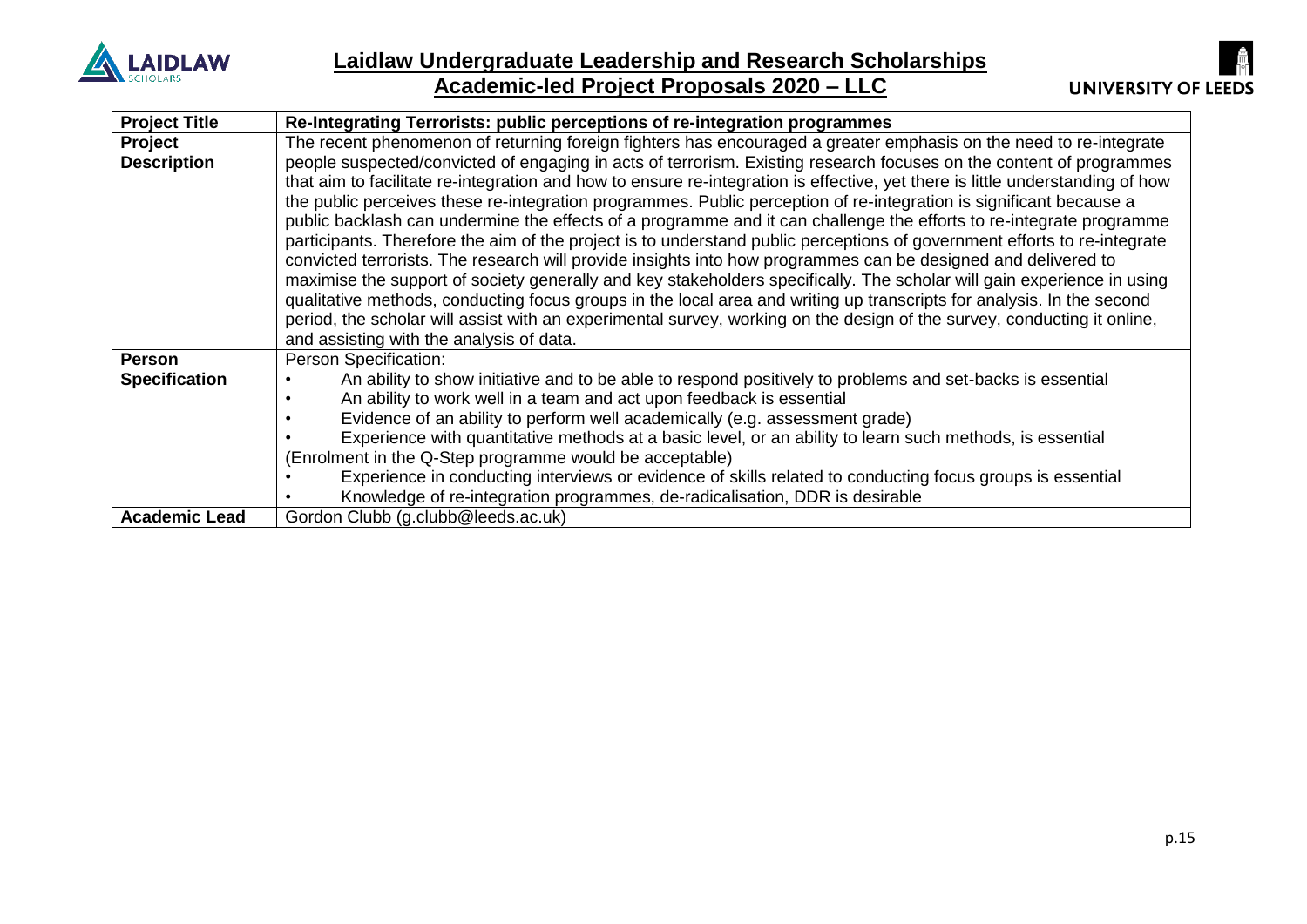## Laidlaw Undergraduate Leadership and Research Scholarships
## Academic-led Project Proposals 2020 – LLC

| **Project Title** | **Re-Integrating Terrorists: public perceptions of re-integration programmes** |
| --- | --- |
| **Project Description** | The recent phenomenon of returning foreign fighters has encouraged a greater emphasis on the need to re-integrate people suspected/convicted of engaging in acts of terrorism. Existing research focuses on the content of programmes that aim to facilitate re-integration and how to ensure re-integration is effective, yet there is little understanding of how the public perceives these re-integration programmes. Public perception of re-integration is significant because a public backlash can undermine the effects of a programme and it can challenge the efforts to re-integrate programme participants. Therefore the aim of the project is to understand public perceptions of government efforts to re-integrate convicted terrorists. The research will provide insights into how programmes can be designed and delivered to maximise the support of society generally and key stakeholders specifically. The scholar will gain experience in using qualitative methods, conducting focus groups in the local area and writing up transcripts for analysis. In the second period, the scholar will assist with an experimental survey, working on the design of the survey, conducting it online, and assisting with the analysis of data. |
| **Person Specification** | Person Specification:<br>• An ability to show initiative and to be able to respond positively to problems and set-backs is essential<br>• An ability to work well in a team and act upon feedback is essential<br>• Evidence of an ability to perform well academically (e.g. assessment grade)<br>• Experience with quantitative methods at a basic level, or an ability to learn such methods, is essential (Enrolment in the Q-Step programme would be acceptable)<br>• Experience in conducting interviews or evidence of skills related to conducting focus groups is essential<br>• Knowledge of re-integration programmes, de-radicalisation, DDR is desirable |
| **Academic Lead** | Gordon Clubb (g.clubb@leeds.ac.uk) |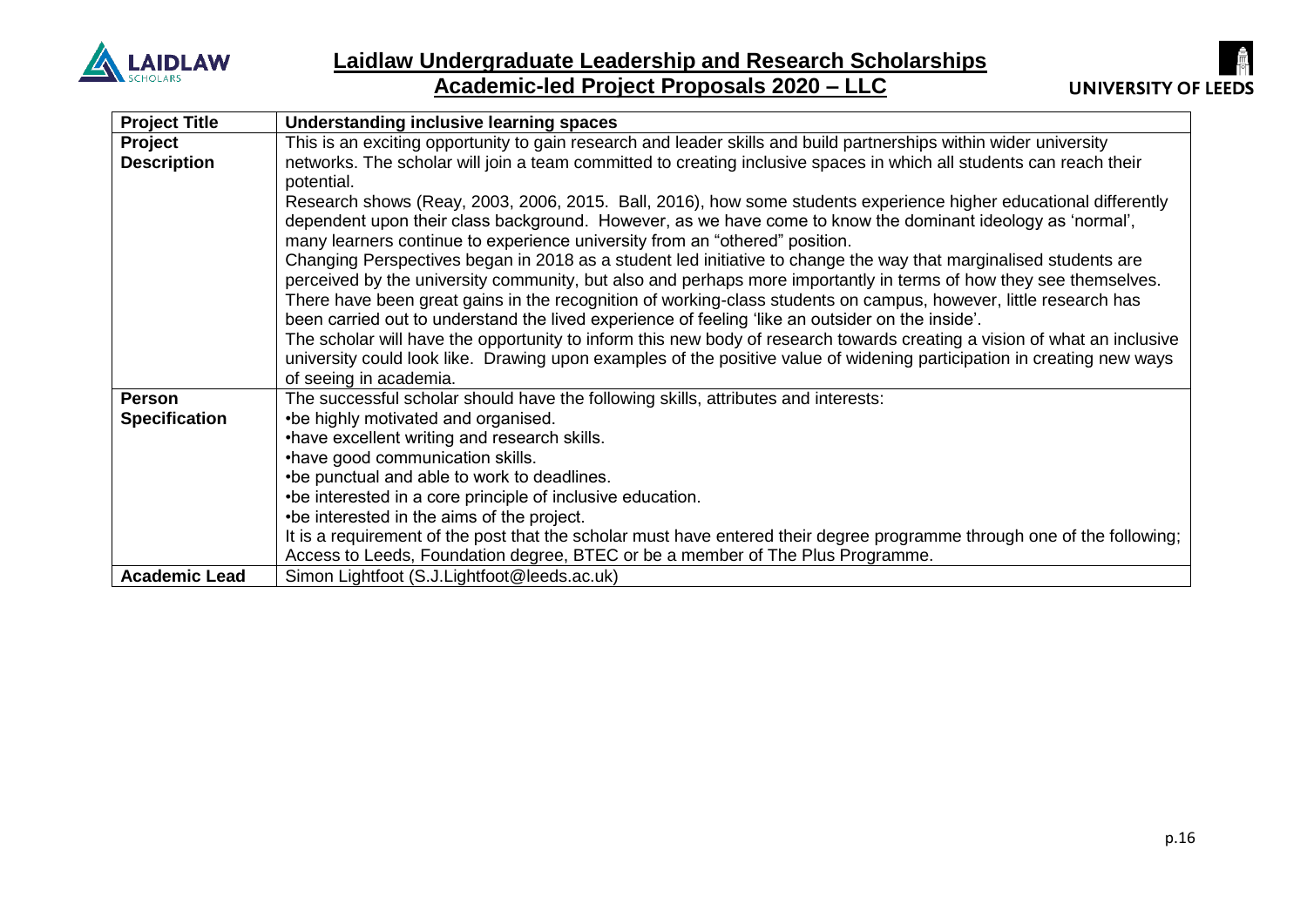## Laidlaw Undergraduate Leadership and Research Scholarships
## Academic-led Project Proposals 2020 – LLC

| | |
|---|---|
| **Project Title** | **Understanding inclusive learning spaces** |
| **Project Description** | This is an exciting opportunity to gain research and leader skills and build partnerships within wider university networks. The scholar will join a team committed to creating inclusive spaces in which all students can reach their potential.<br>Research shows (Reay, 2003, 2006, 2015. Ball, 2016), how some students experience higher educational differently dependent upon their class background. However, as we have come to know the dominant ideology as 'normal', many learners continue to experience university from an "othered" position.<br>Changing Perspectives began in 2018 as a student led initiative to change the way that marginalised students are perceived by the university community, but also and perhaps more importantly in terms of how they see themselves. There have been great gains in the recognition of working-class students on campus, however, little research has been carried out to understand the lived experience of feeling 'like an outsider on the inside'.<br>The scholar will have the opportunity to inform this new body of research towards creating a vision of what an inclusive university could look like. Drawing upon examples of the positive value of widening participation in creating new ways of seeing in academia. |
| **Person Specification** | The successful scholar should have the following skills, attributes and interests:<br>•be highly motivated and organised.<br>•have excellent writing and research skills.<br>•have good communication skills.<br>•be punctual and able to work to deadlines.<br>•be interested in a core principle of inclusive education.<br>•be interested in the aims of the project.<br>It is a requirement of the post that the scholar must have entered their degree programme through one of the following; Access to Leeds, Foundation degree, BTEC or be a member of The Plus Programme. |
| **Academic Lead** | Simon Lightfoot (S.J.Lightfoot@leeds.ac.uk) |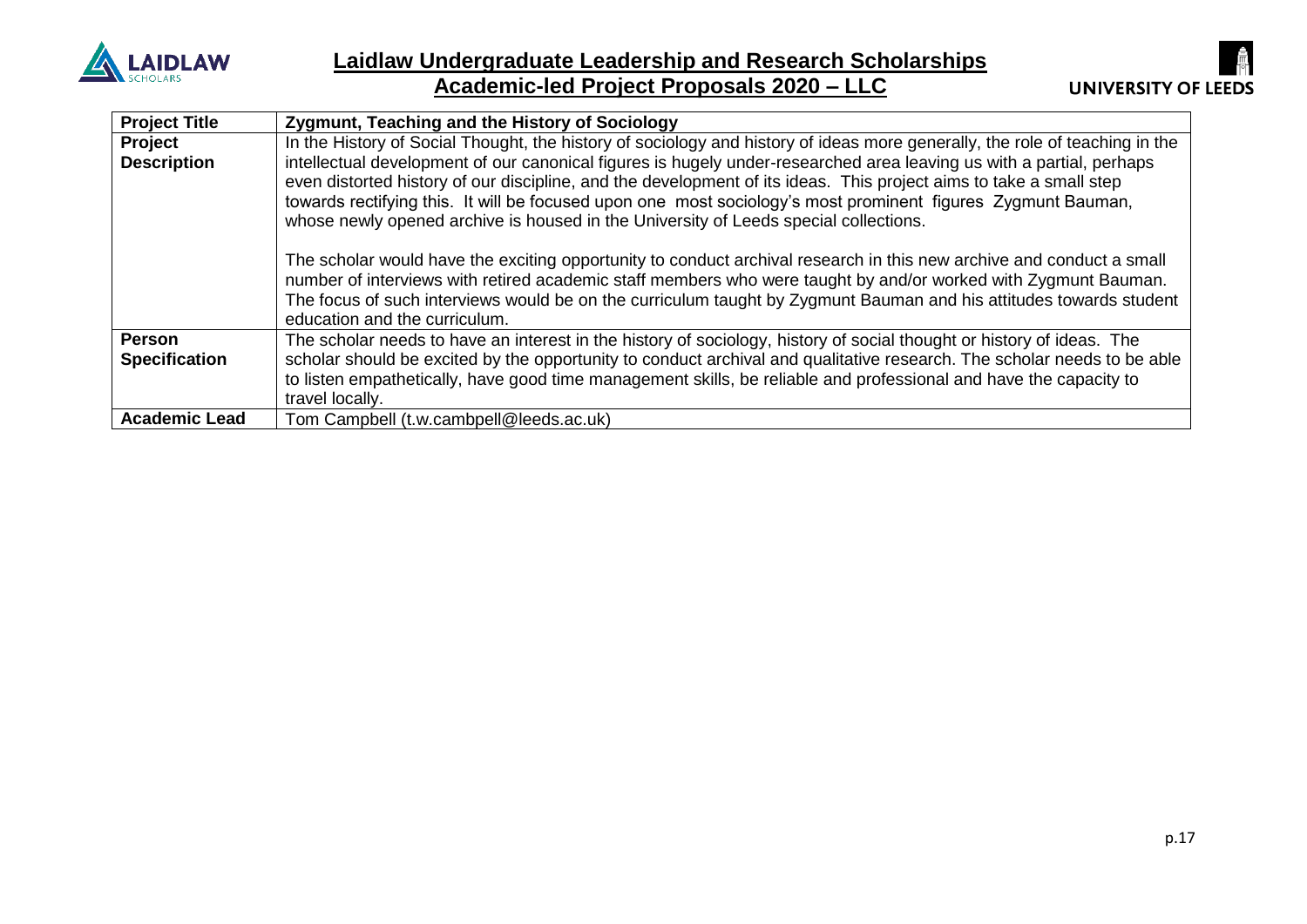## Laidlaw Undergraduate Leadership and Research Scholarships

## Academic-led Project Proposals 2020 – LLC

| **Project Title** | **Zygmunt, Teaching and the History of Sociology** |
| --- | --- |
| **Project Description** | In the History of Social Thought, the history of sociology and history of ideas more generally, the role of teaching in the intellectual development of our canonical figures is hugely under-researched area leaving us with a partial, perhaps even distorted history of our discipline, and the development of its ideas. This project aims to take a small step towards rectifying this. It will be focused upon one most sociology's most prominent figures Zygmunt Bauman, whose newly opened archive is housed in the University of Leeds special collections.<br><br>The scholar would have the exciting opportunity to conduct archival research in this new archive and conduct a small number of interviews with retired academic staff members who were taught by and/or worked with Zygmunt Bauman. The focus of such interviews would be on the curriculum taught by Zygmunt Bauman and his attitudes towards student education and the curriculum. |
| **Person Specification** | The scholar needs to have an interest in the history of sociology, history of social thought or history of ideas. The scholar should be excited by the opportunity to conduct archival and qualitative research. The scholar needs to be able to listen empathetically, have good time management skills, be reliable and professional and have the capacity to travel locally. |
| **Academic Lead** | Tom Campbell (t.w.cambpell@leeds.ac.uk) |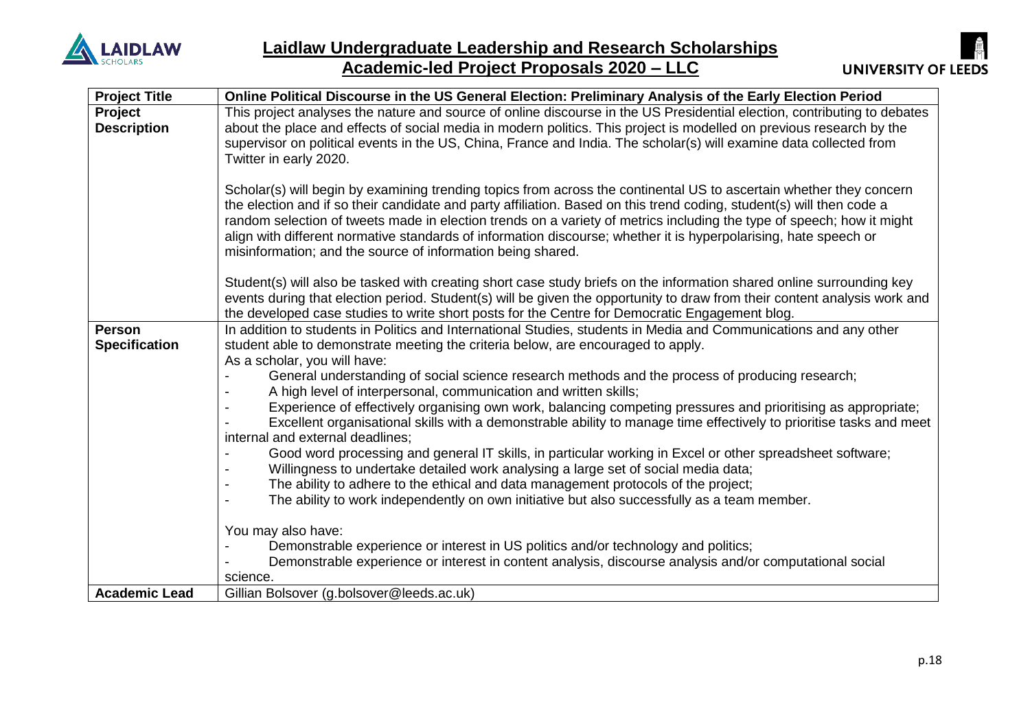# Laidlaw Undergraduate Leadership and Research Scholarships

## Academic-led Project Proposals 2020 – LLC

| | |
|---|---|
| **Project Title** | **Online Political Discourse in the US General Election: Preliminary Analysis of the Early Election Period** |
| **Project Description** | This project analyses the nature and source of online discourse in the US Presidential election, contributing to debates about the place and effects of social media in modern politics. This project is modelled on previous research by the supervisor on political events in the US, China, France and India. The scholar(s) will examine data collected from Twitter in early 2020.<br><br>Scholar(s) will begin by examining trending topics from across the continental US to ascertain whether they concern the election and if so their candidate and party affiliation. Based on this trend coding, student(s) will then code a random selection of tweets made in election trends on a variety of metrics including the type of speech; how it might align with different normative standards of information discourse; whether it is hyperpolarising, hate speech or misinformation; and the source of information being shared.<br><br>Student(s) will also be tasked with creating short case study briefs on the information shared online surrounding key events during that election period. Student(s) will be given the opportunity to draw from their content analysis work and the developed case studies to write short posts for the Centre for Democratic Engagement blog. |
| **Person Specification** | In addition to students in Politics and International Studies, students in Media and Communications and any other student able to demonstrate meeting the criteria below, are encouraged to apply.<br>As a scholar, you will have:<br>- General understanding of social science research methods and the process of producing research;<br>- A high level of interpersonal, communication and written skills;<br>- Experience of effectively organising own work, balancing competing pressures and prioritising as appropriate;<br>- Excellent organisational skills with a demonstrable ability to manage time effectively to prioritise tasks and meet internal and external deadlines;<br>- Good word processing and general IT skills, in particular working in Excel or other spreadsheet software;<br>- Willingness to undertake detailed work analysing a large set of social media data;<br>- The ability to adhere to the ethical and data management protocols of the project;<br>- The ability to work independently on own initiative but also successfully as a team member.<br><br>You may also have:<br>- Demonstrable experience or interest in US politics and/or technology and politics;<br>- Demonstrable experience or interest in content analysis, discourse analysis and/or computational social science. |
| **Academic Lead** | Gillian Bolsover (g.bolsover@leeds.ac.uk) |